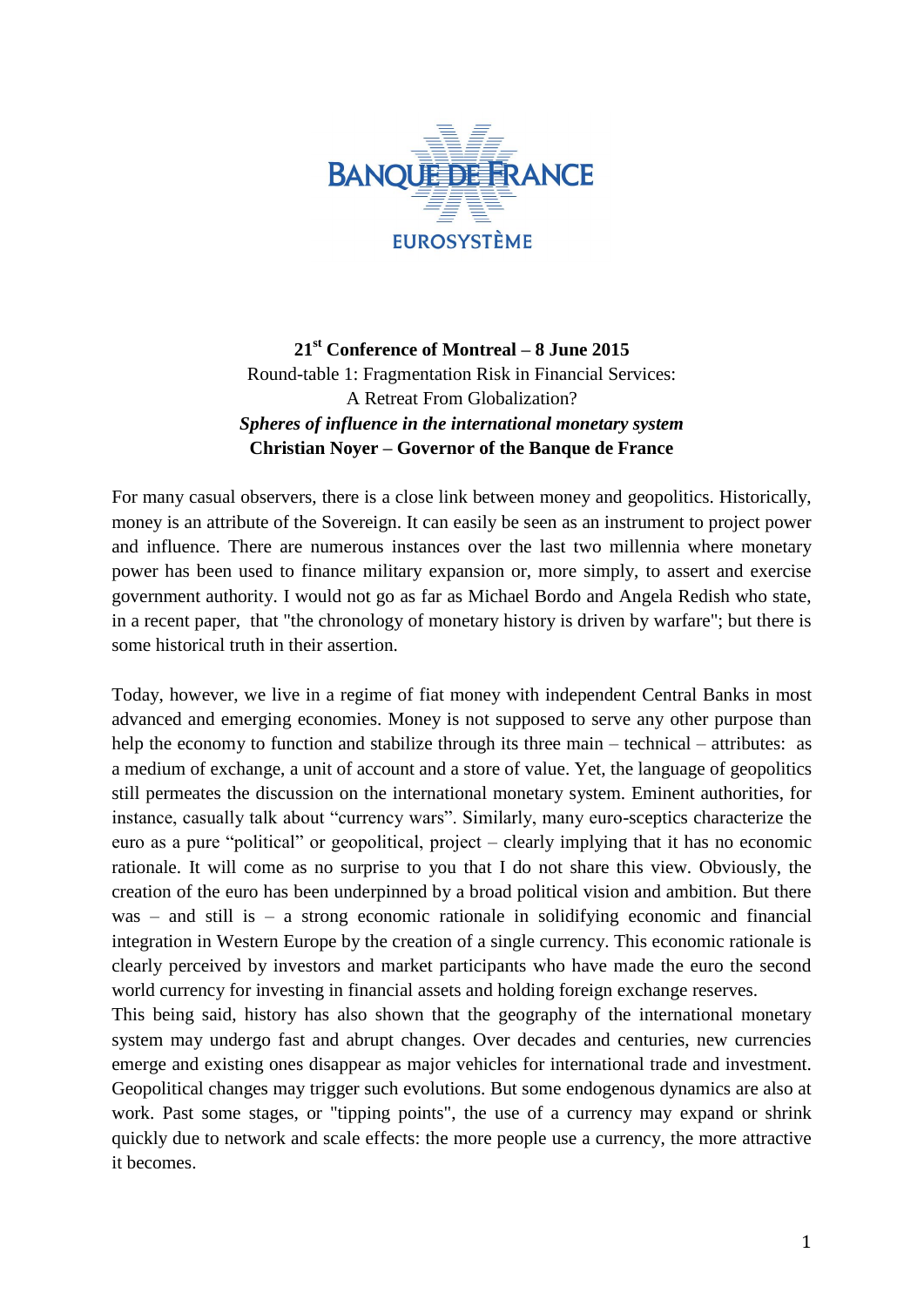BANQUE DE FRANCE

EUROSYSTÈME

**21st Conference of Montreal – 8 June 2015**

Round-table 1: Fragmentation Risk in Financial Services:
A Retreat From Globalization?

***Spheres of influence in the international monetary system***

**Christian Noyer – Governor of the Banque de France**

For many casual observers, there is a close link between money and geopolitics. Historically, money is an attribute of the Sovereign. It can easily be seen as an instrument to project power and influence. There are numerous instances over the last two millennia where monetary power has been used to finance military expansion or, more simply, to assert and exercise government authority. I would not go as far as Michael Bordo and Angela Redish who state, in a recent paper, that "the chronology of monetary history is driven by warfare"; but there is some historical truth in their assertion.

Today, however, we live in a regime of fiat money with independent Central Banks in most advanced and emerging economies. Money is not supposed to serve any other purpose than help the economy to function and stabilize through its three main – technical – attributes: as a medium of exchange, a unit of account and a store of value. Yet, the language of geopolitics still permeates the discussion on the international monetary system. Eminent authorities, for instance, casually talk about "currency wars". Similarly, many euro-sceptics characterize the euro as a pure "political" or geopolitical, project – clearly implying that it has no economic rationale. It will come as no surprise to you that I do not share this view. Obviously, the creation of the euro has been underpinned by a broad political vision and ambition. But there was – and still is – a strong economic rationale in solidifying economic and financial integration in Western Europe by the creation of a single currency. This economic rationale is clearly perceived by investors and market participants who have made the euro the second world currency for investing in financial assets and holding foreign exchange reserves.

This being said, history has also shown that the geography of the international monetary system may undergo fast and abrupt changes. Over decades and centuries, new currencies emerge and existing ones disappear as major vehicles for international trade and investment. Geopolitical changes may trigger such evolutions. But some endogenous dynamics are also at work. Past some stages, or "tipping points", the use of a currency may expand or shrink quickly due to network and scale effects: the more people use a currency, the more attractive it becomes.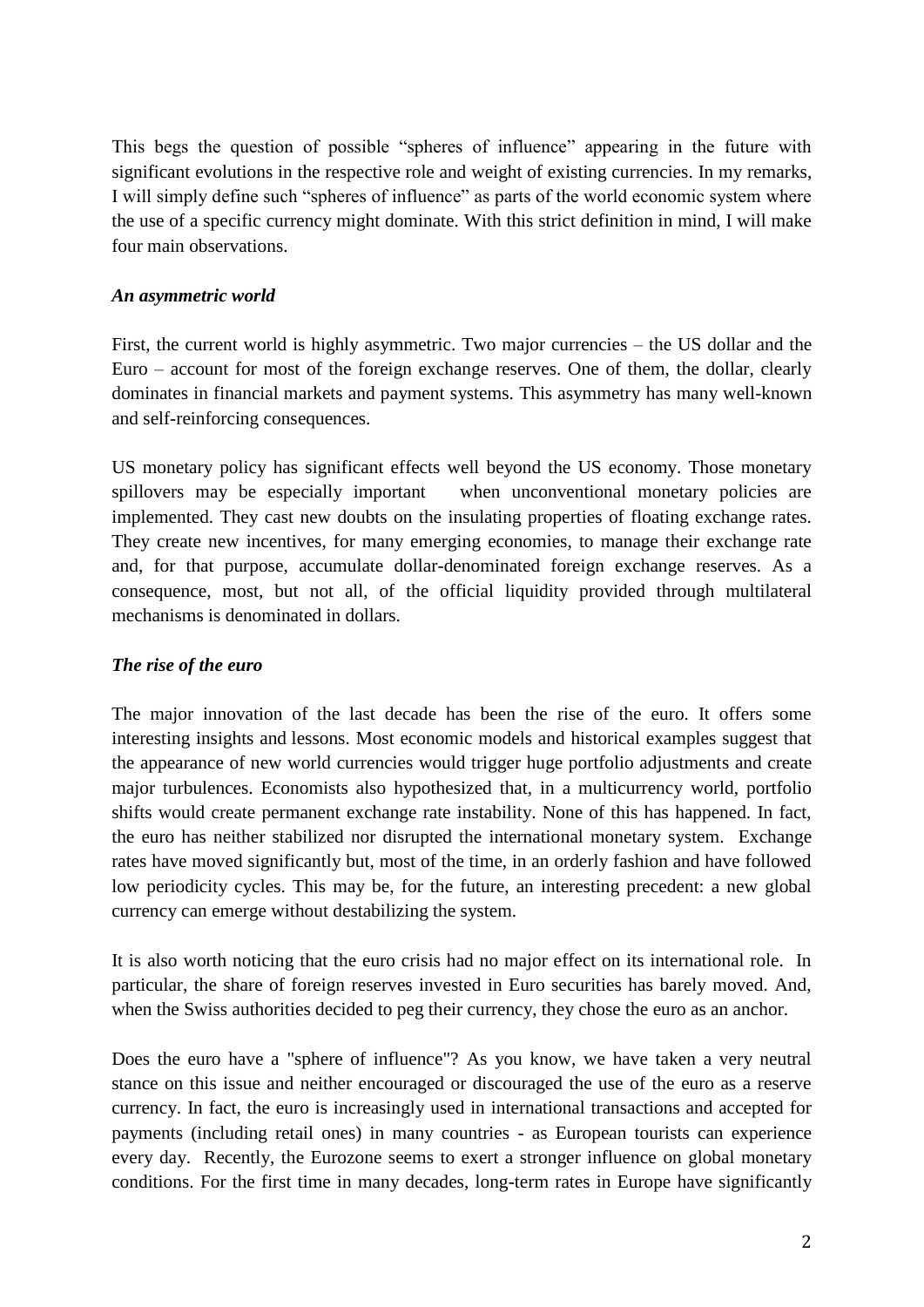This begs the question of possible "spheres of influence" appearing in the future with significant evolutions in the respective role and weight of existing currencies. In my remarks, I will simply define such "spheres of influence" as parts of the world economic system where the use of a specific currency might dominate. With this strict definition in mind, I will make four main observations.

***An asymmetric world***

First, the current world is highly asymmetric. Two major currencies – the US dollar and the Euro – account for most of the foreign exchange reserves. One of them, the dollar, clearly dominates in financial markets and payment systems. This asymmetry has many well-known and self-reinforcing consequences.

US monetary policy has significant effects well beyond the US economy. Those monetary spillovers may be especially important when unconventional monetary policies are implemented. They cast new doubts on the insulating properties of floating exchange rates. They create new incentives, for many emerging economies, to manage their exchange rate and, for that purpose, accumulate dollar-denominated foreign exchange reserves. As a consequence, most, but not all, of the official liquidity provided through multilateral mechanisms is denominated in dollars.

***The rise of the euro***

The major innovation of the last decade has been the rise of the euro. It offers some interesting insights and lessons. Most economic models and historical examples suggest that the appearance of new world currencies would trigger huge portfolio adjustments and create major turbulences. Economists also hypothesized that, in a multicurrency world, portfolio shifts would create permanent exchange rate instability. None of this has happened. In fact, the euro has neither stabilized nor disrupted the international monetary system. Exchange rates have moved significantly but, most of the time, in an orderly fashion and have followed low periodicity cycles. This may be, for the future, an interesting precedent: a new global currency can emerge without destabilizing the system.

It is also worth noticing that the euro crisis had no major effect on its international role. In particular, the share of foreign reserves invested in Euro securities has barely moved. And, when the Swiss authorities decided to peg their currency, they chose the euro as an anchor.

Does the euro have a "sphere of influence"? As you know, we have taken a very neutral stance on this issue and neither encouraged or discouraged the use of the euro as a reserve currency. In fact, the euro is increasingly used in international transactions and accepted for payments (including retail ones) in many countries - as European tourists can experience every day. Recently, the Eurozone seems to exert a stronger influence on global monetary conditions. For the first time in many decades, long-term rates in Europe have significantly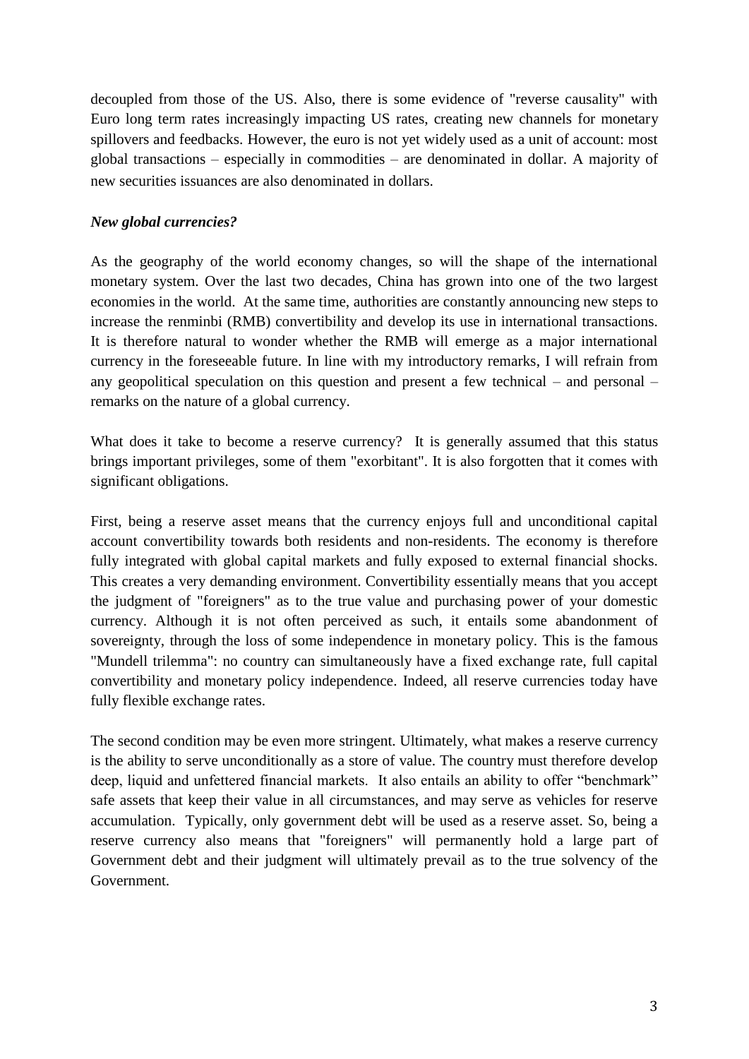decoupled from those of the US. Also, there is some evidence of "reverse causality" with Euro long term rates increasingly impacting US rates, creating new channels for monetary spillovers and feedbacks. However, the euro is not yet widely used as a unit of account: most global transactions – especially in commodities – are denominated in dollar. A majority of new securities issuances are also denominated in dollars.

***New global currencies?***

As the geography of the world economy changes, so will the shape of the international monetary system. Over the last two decades, China has grown into one of the two largest economies in the world. At the same time, authorities are constantly announcing new steps to increase the renminbi (RMB) convertibility and develop its use in international transactions. It is therefore natural to wonder whether the RMB will emerge as a major international currency in the foreseeable future. In line with my introductory remarks, I will refrain from any geopolitical speculation on this question and present a few technical – and personal – remarks on the nature of a global currency.

What does it take to become a reserve currency? It is generally assumed that this status brings important privileges, some of them "exorbitant". It is also forgotten that it comes with significant obligations.

First, being a reserve asset means that the currency enjoys full and unconditional capital account convertibility towards both residents and non-residents. The economy is therefore fully integrated with global capital markets and fully exposed to external financial shocks. This creates a very demanding environment. Convertibility essentially means that you accept the judgment of "foreigners" as to the true value and purchasing power of your domestic currency. Although it is not often perceived as such, it entails some abandonment of sovereignty, through the loss of some independence in monetary policy. This is the famous "Mundell trilemma": no country can simultaneously have a fixed exchange rate, full capital convertibility and monetary policy independence. Indeed, all reserve currencies today have fully flexible exchange rates.

The second condition may be even more stringent. Ultimately, what makes a reserve currency is the ability to serve unconditionally as a store of value. The country must therefore develop deep, liquid and unfettered financial markets. It also entails an ability to offer "benchmark" safe assets that keep their value in all circumstances, and may serve as vehicles for reserve accumulation. Typically, only government debt will be used as a reserve asset. So, being a reserve currency also means that "foreigners" will permanently hold a large part of Government debt and their judgment will ultimately prevail as to the true solvency of the Government.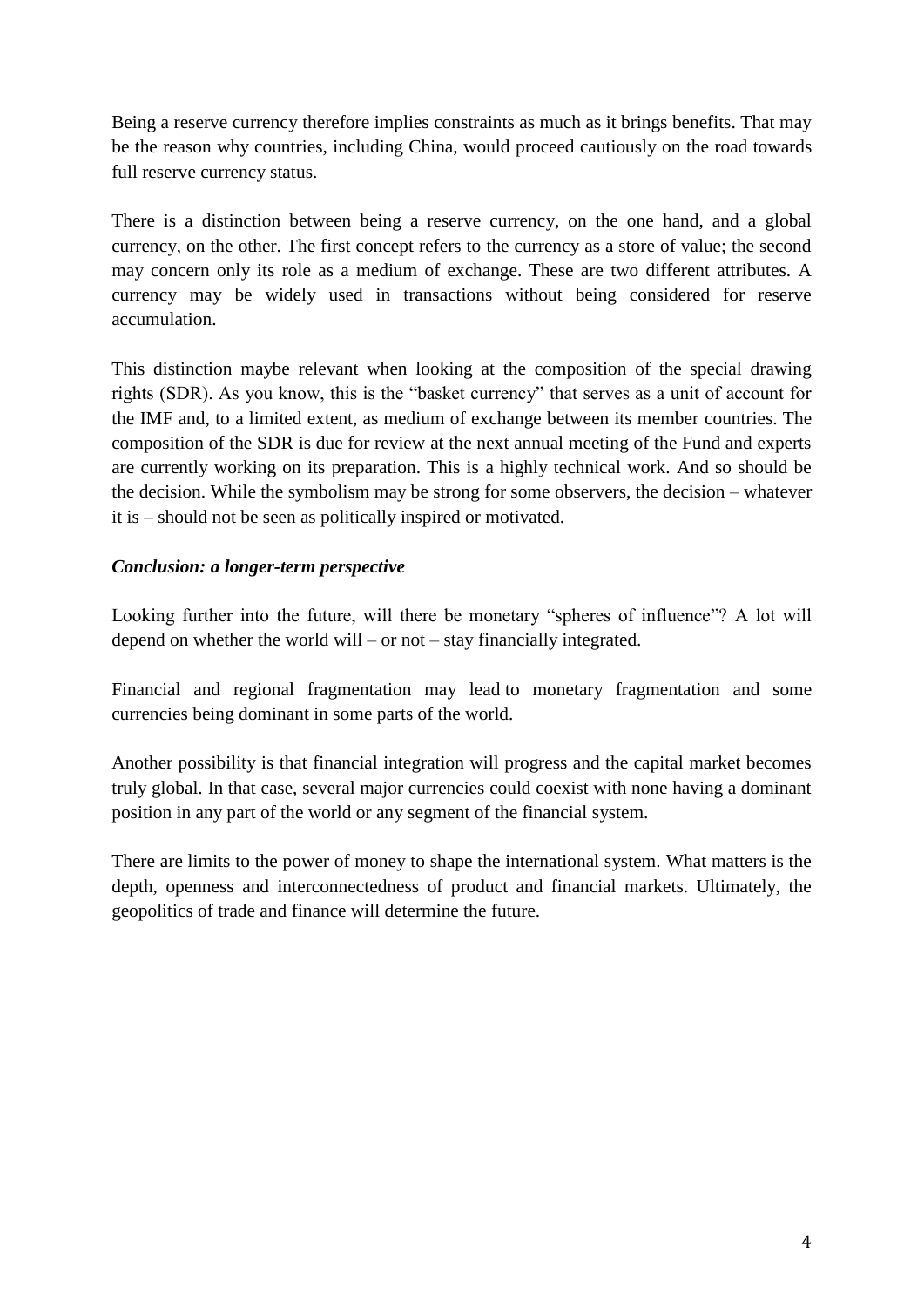Being a reserve currency therefore implies constraints as much as it brings benefits. That may be the reason why countries, including China, would proceed cautiously on the road towards full reserve currency status.

There is a distinction between being a reserve currency, on the one hand, and a global currency, on the other. The first concept refers to the currency as a store of value; the second may concern only its role as a medium of exchange. These are two different attributes. A currency may be widely used in transactions without being considered for reserve accumulation.

This distinction maybe relevant when looking at the composition of the special drawing rights (SDR). As you know, this is the "basket currency" that serves as a unit of account for the IMF and, to a limited extent, as medium of exchange between its member countries. The composition of the SDR is due for review at the next annual meeting of the Fund and experts are currently working on its preparation. This is a highly technical work. And so should be the decision. While the symbolism may be strong for some observers, the decision – whatever it is – should not be seen as politically inspired or motivated.

***Conclusion: a longer-term perspective***

Looking further into the future, will there be monetary "spheres of influence"? A lot will depend on whether the world will – or not – stay financially integrated.

Financial and regional fragmentation may lead to monetary fragmentation and some currencies being dominant in some parts of the world.

Another possibility is that financial integration will progress and the capital market becomes truly global. In that case, several major currencies could coexist with none having a dominant position in any part of the world or any segment of the financial system.

There are limits to the power of money to shape the international system. What matters is the depth, openness and interconnectedness of product and financial markets. Ultimately, the geopolitics of trade and finance will determine the future.